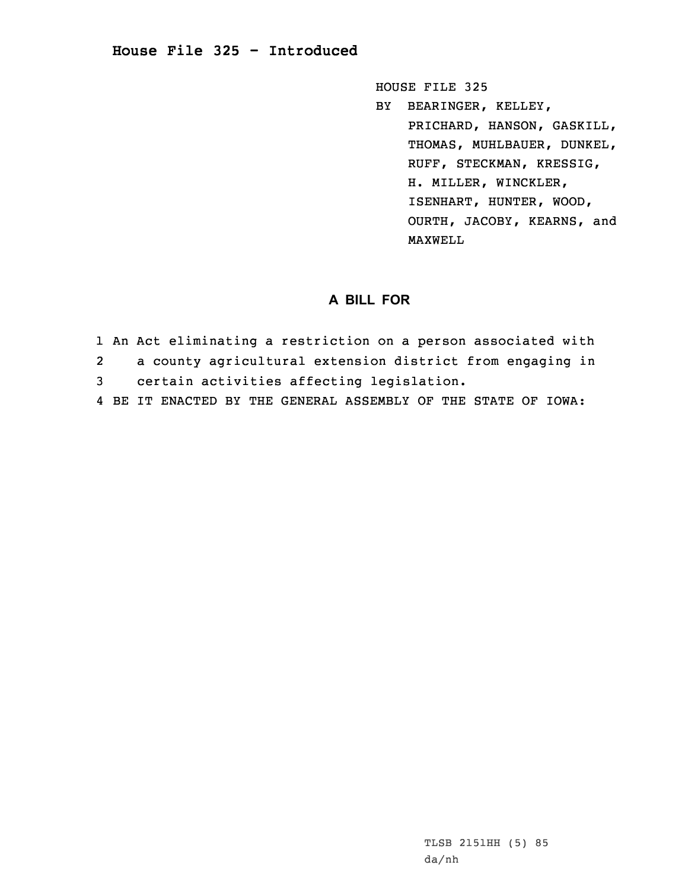# House File 325 - Introduced

HOUSE FILE 325
BY BEARINGER, KELLEY, PRICHARD, HANSON, GASKILL, THOMAS, MUHLBAUER, DUNKEL, RUFF, STECKMAN, KRESSIG, H. MILLER, WINCKLER, ISENHART, HUNTER, WOOD, OURTH, JACOBY, KEARNS, and MAXWELL

## A BILL FOR

1 An Act eliminating a restriction on a person associated with
2 a county agricultural extension district from engaging in
3 certain activities affecting legislation.
4 BE IT ENACTED BY THE GENERAL ASSEMBLY OF THE STATE OF IOWA:

TLSB 2151HH (5) 85
da/nh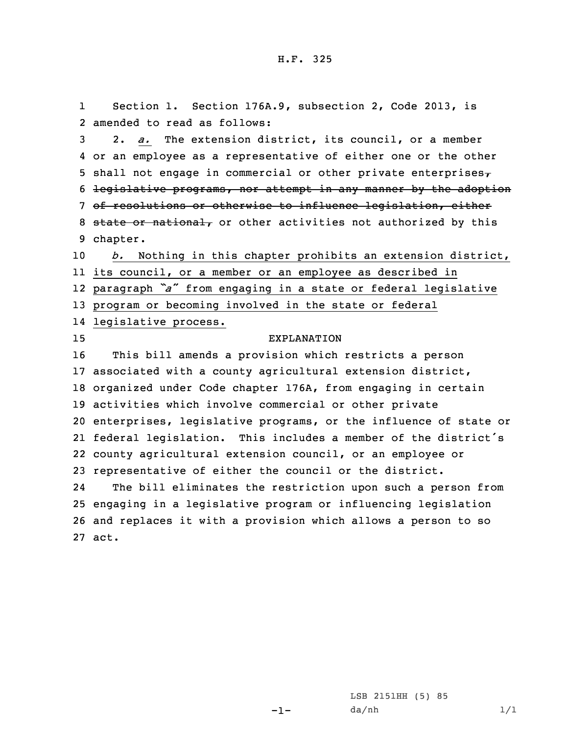Section 1. Section 176A.9, subsection 2, Code 2013, is amended to read as follows:

2. *a.* The extension district, its council, or a member or an employee as a representative of either one or the other shall not engage in commercial or other private enterprises, ~~legislative programs, nor attempt in any manner by the adoption of resolutions or otherwise to influence legislation, either state or national,~~ or other activities not authorized by this chapter.

*b.* Nothing in this chapter prohibits an extension district, its council, or a member or an employee as described in paragraph *"a"* from engaging in a state or federal legislative program or becoming involved in the state or federal legislative process.

EXPLANATION

This bill amends a provision which restricts a person associated with a county agricultural extension district, organized under Code chapter 176A, from engaging in certain activities which involve commercial or other private enterprises, legislative programs, or the influence of state or federal legislation. This includes a member of the district's county agricultural extension council, or an employee or representative of either the council or the district.

The bill eliminates the restriction upon such a person from engaging in a legislative program or influencing legislation and replaces it with a provision which allows a person to so act.